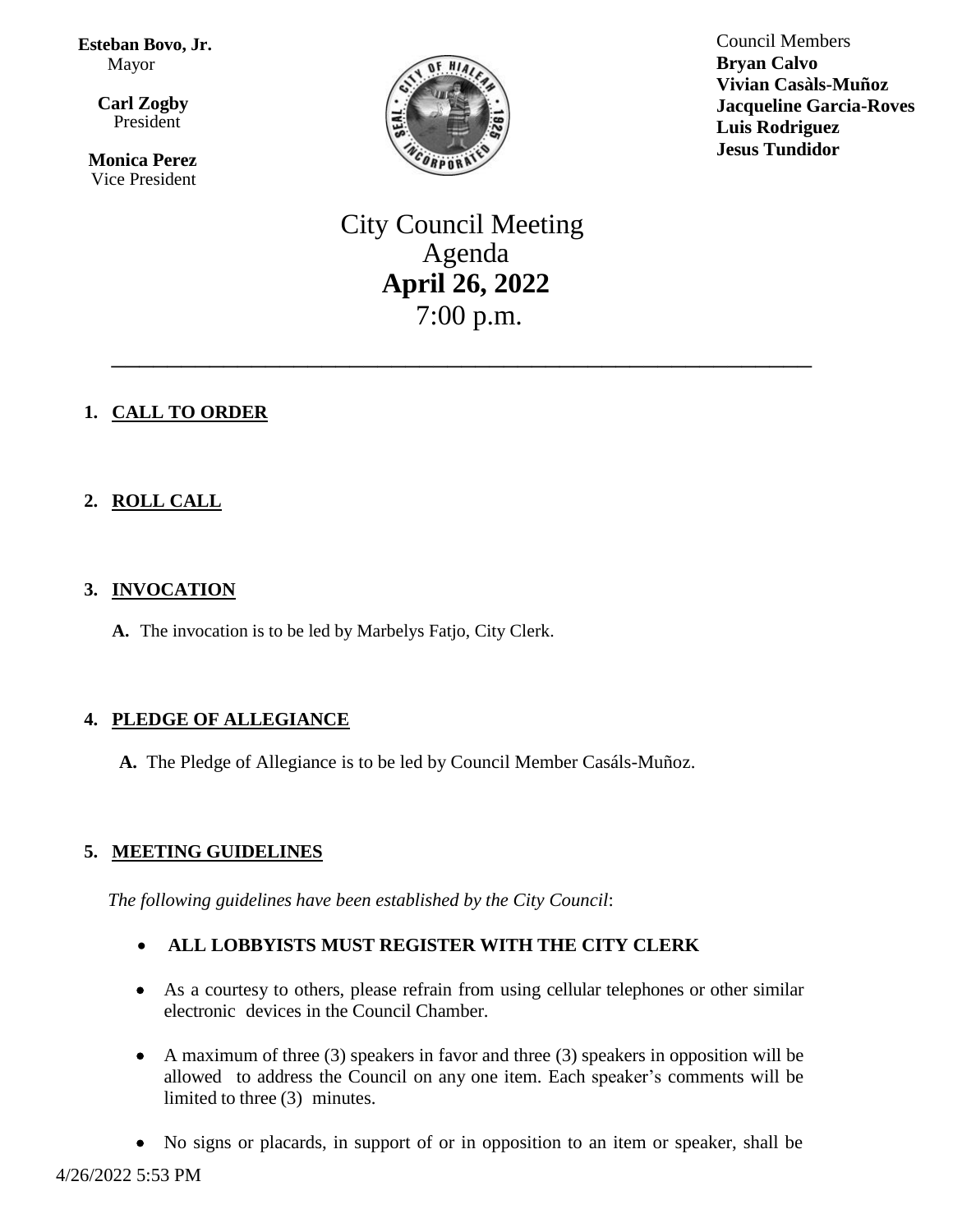**Esteban Bovo, Jr.**
Mayor

**Carl Zogby**
President

**Monica Perez**
Vice President

Council Members
**Bryan Calvo**
**Vivian Casàls-Muñoz**
**Jacqueline Garcia-Roves**
**Luis Rodriguez**
**Jesus Tundidor**

# City Council Meeting
# Agenda
# **April 26, 2022**
# 7:00 p.m.

---

1. **CALL TO ORDER**

2. **ROLL CALL**

3. **INVOCATION**

   **A.** The invocation is to be led by Marbelys Fatjo, City Clerk.

4. **PLEDGE OF ALLEGIANCE**

   **A.** The Pledge of Allegiance is to be led by Council Member Casáls-Muñoz.

5. **MEETING GUIDELINES**

   *The following guidelines have been established by the City Council*:

   - **ALL LOBBYISTS MUST REGISTER WITH THE CITY CLERK**
   - As a courtesy to others, please refrain from using cellular telephones or other similar electronic devices in the Council Chamber.
   - A maximum of three (3) speakers in favor and three (3) speakers in opposition will be allowed to address the Council on any one item. Each speaker's comments will be limited to three (3) minutes.
   - No signs or placards, in support of or in opposition to an item or speaker, shall be

4/26/2022 5:53 PM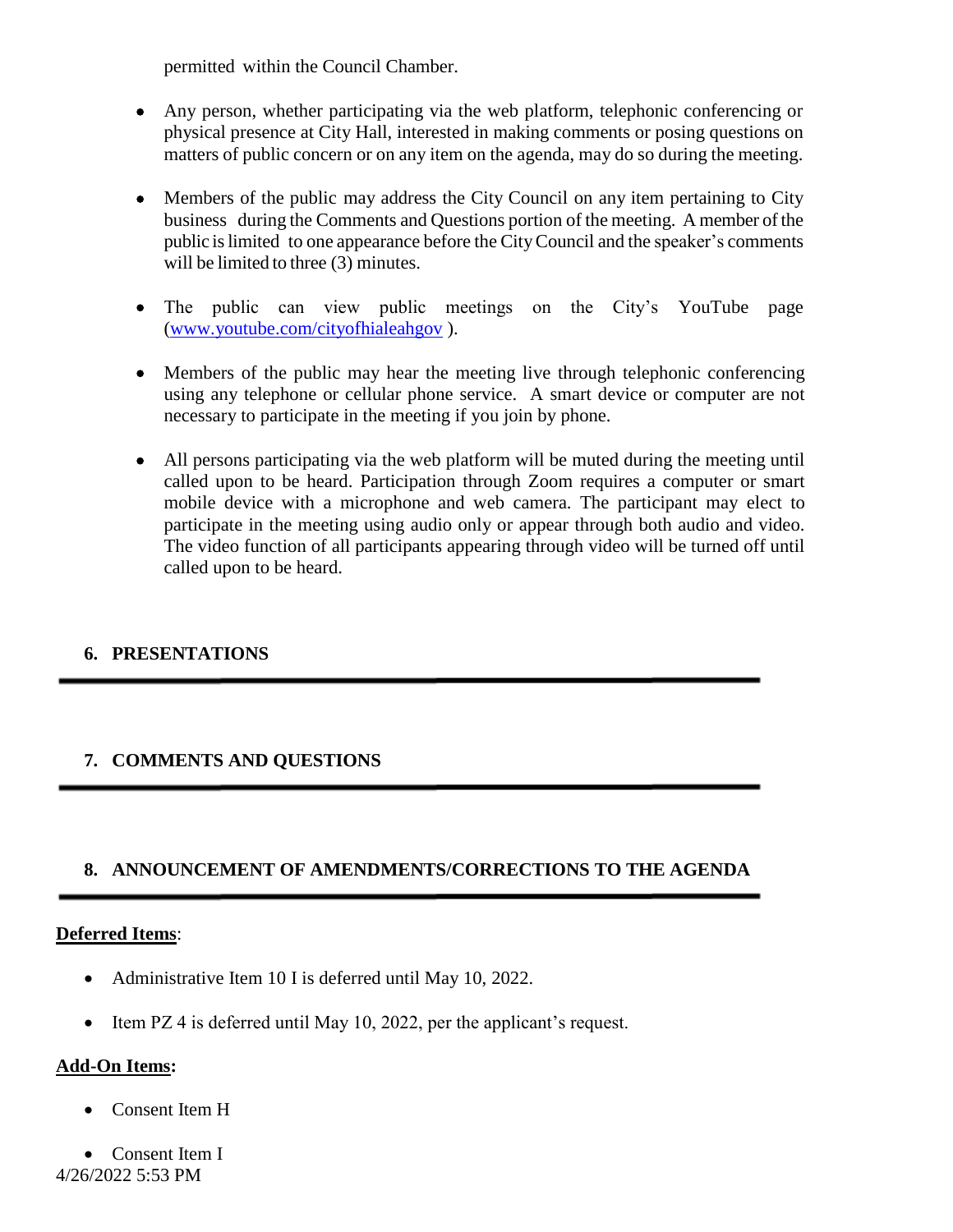permitted within the Council Chamber.

- Any person, whether participating via the web platform, telephonic conferencing or physical presence at City Hall, interested in making comments or posing questions on matters of public concern or on any item on the agenda, may do so during the meeting.

- Members of the public may address the City Council on any item pertaining to City business during the Comments and Questions portion of the meeting. A member of the public is limited to one appearance before the City Council and the speaker's comments will be limited to three (3) minutes.

- The public can view public meetings on the City's YouTube page (www.youtube.com/cityofhialeahgov ).

- Members of the public may hear the meeting live through telephonic conferencing using any telephone or cellular phone service. A smart device or computer are not necessary to participate in the meeting if you join by phone.

- All persons participating via the web platform will be muted during the meeting until called upon to be heard. Participation through Zoom requires a computer or smart mobile device with a microphone and web camera. The participant may elect to participate in the meeting using audio only or appear through both audio and video. The video function of all participants appearing through video will be turned off until called upon to be heard.

## 6. PRESENTATIONS

## 7. COMMENTS AND QUESTIONS

## 8. ANNOUNCEMENT OF AMENDMENTS/CORRECTIONS TO THE AGENDA

**Deferred Items**:

- Administrative Item 10 I is deferred until May 10, 2022.
- Item PZ 4 is deferred until May 10, 2022, per the applicant's request.

**Add-On Items:**

- Consent Item H
- Consent Item I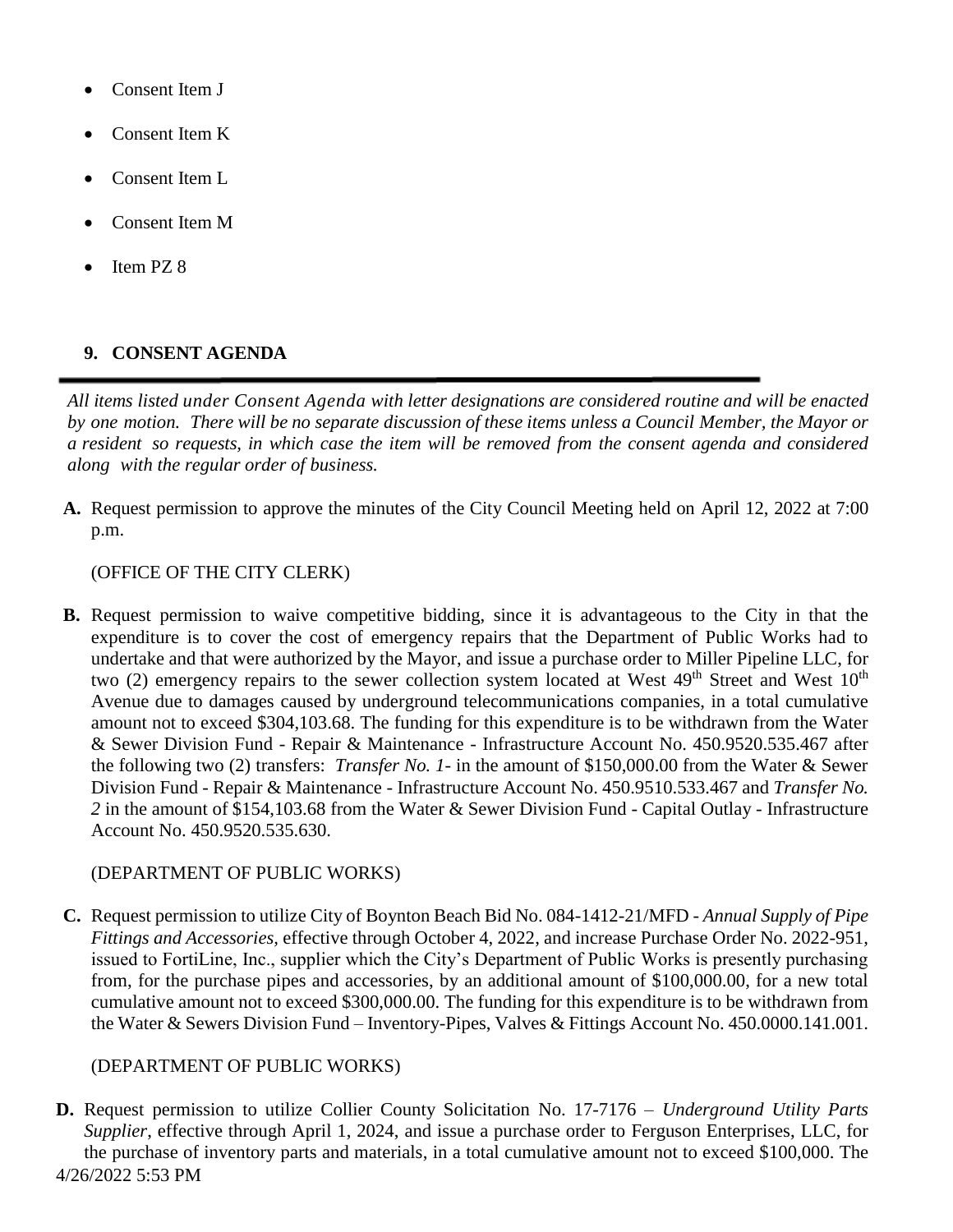- Consent Item J
- Consent Item K
- Consent Item L
- Consent Item M
- Item PZ 8

## 9. CONSENT AGENDA

*All items listed under Consent Agenda with letter designations are considered routine and will be enacted by one motion. There will be no separate discussion of these items unless a Council Member, the Mayor or a resident so requests, in which case the item will be removed from the consent agenda and considered along with the regular order of business.*

**A.** Request permission to approve the minutes of the City Council Meeting held on April 12, 2022 at 7:00 p.m.

(OFFICE OF THE CITY CLERK)

**B.** Request permission to waive competitive bidding, since it is advantageous to the City in that the expenditure is to cover the cost of emergency repairs that the Department of Public Works had to undertake and that were authorized by the Mayor, and issue a purchase order to Miller Pipeline LLC, for two (2) emergency repairs to the sewer collection system located at West 49th Street and West 10th Avenue due to damages caused by underground telecommunications companies, in a total cumulative amount not to exceed $304,103.68. The funding for this expenditure is to be withdrawn from the Water & Sewer Division Fund - Repair & Maintenance - Infrastructure Account No. 450.9520.535.467 after the following two (2) transfers: *Transfer No. 1-* in the amount of $150,000.00 from the Water & Sewer Division Fund - Repair & Maintenance - Infrastructure Account No. 450.9510.533.467 and *Transfer No. 2* in the amount of $154,103.68 from the Water & Sewer Division Fund - Capital Outlay - Infrastructure Account No. 450.9520.535.630.

(DEPARTMENT OF PUBLIC WORKS)

**C.** Request permission to utilize City of Boynton Beach Bid No. 084-1412-21/MFD - *Annual Supply of Pipe Fittings and Accessories,* effective through October 4, 2022, and increase Purchase Order No. 2022-951, issued to FortiLine, Inc., supplier which the City's Department of Public Works is presently purchasing from, for the purchase pipes and accessories, by an additional amount of $100,000.00, for a new total cumulative amount not to exceed $300,000.00. The funding for this expenditure is to be withdrawn from the Water & Sewers Division Fund – Inventory-Pipes, Valves & Fittings Account No. 450.0000.141.001.

(DEPARTMENT OF PUBLIC WORKS)

**D.** Request permission to utilize Collier County Solicitation No. 17-7176 – *Underground Utility Parts Supplier,* effective through April 1, 2024, and issue a purchase order to Ferguson Enterprises, LLC, for the purchase of inventory parts and materials, in a total cumulative amount not to exceed $100,000. The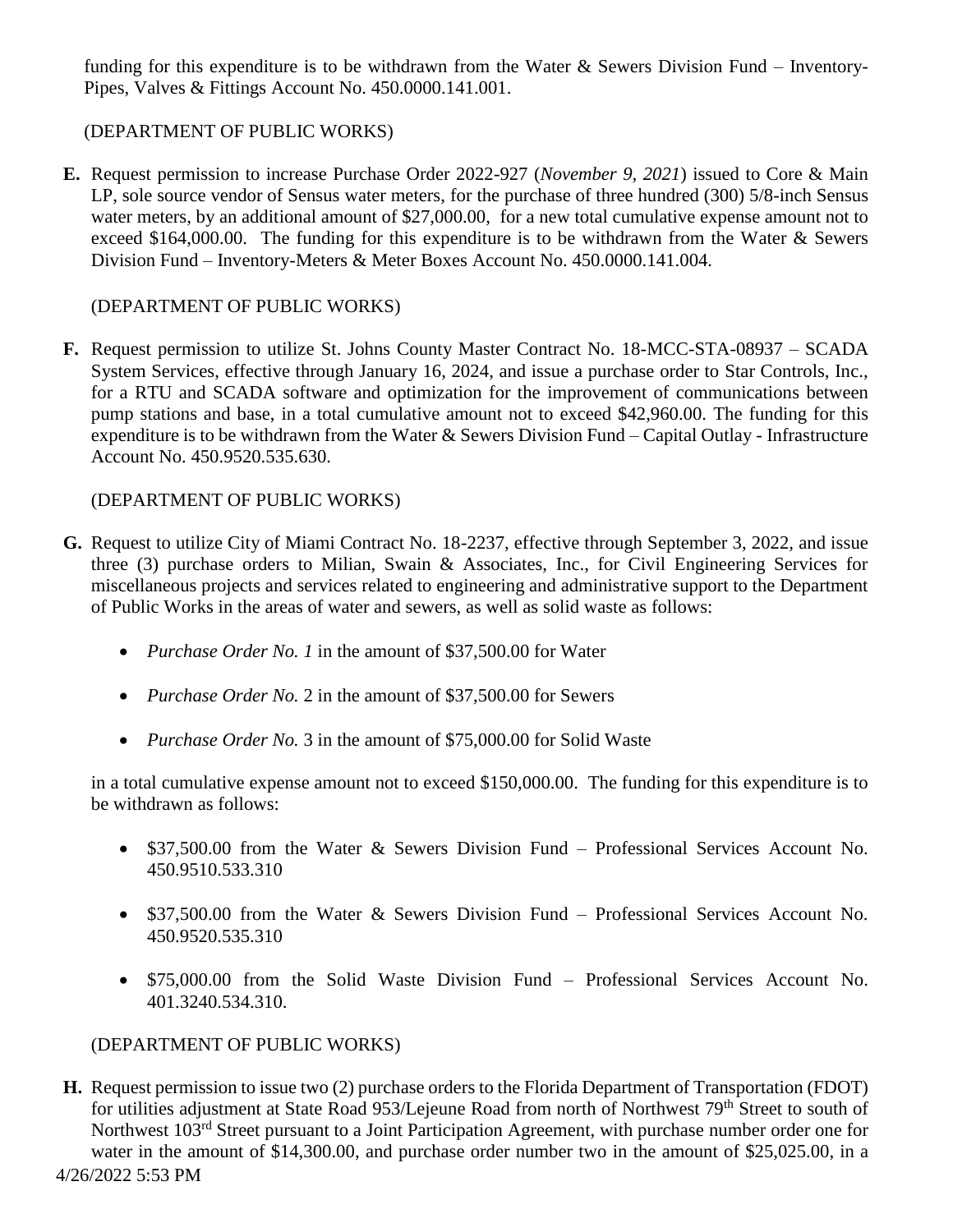funding for this expenditure is to be withdrawn from the Water & Sewers Division Fund – Inventory-Pipes, Valves & Fittings Account No. 450.0000.141.001.

(DEPARTMENT OF PUBLIC WORKS)

**E.** Request permission to increase Purchase Order 2022-927 (*November 9, 2021*) issued to Core & Main LP, sole source vendor of Sensus water meters, for the purchase of three hundred (300) 5/8-inch Sensus water meters, by an additional amount of $27,000.00, for a new total cumulative expense amount not to exceed $164,000.00. The funding for this expenditure is to be withdrawn from the Water & Sewers Division Fund – Inventory-Meters & Meter Boxes Account No. 450.0000.141.004.

(DEPARTMENT OF PUBLIC WORKS)

**F.** Request permission to utilize St. Johns County Master Contract No. 18-MCC-STA-08937 – SCADA System Services, effective through January 16, 2024, and issue a purchase order to Star Controls, Inc., for a RTU and SCADA software and optimization for the improvement of communications between pump stations and base, in a total cumulative amount not to exceed $42,960.00. The funding for this expenditure is to be withdrawn from the Water & Sewers Division Fund – Capital Outlay - Infrastructure Account No. 450.9520.535.630.

(DEPARTMENT OF PUBLIC WORKS)

**G.** Request to utilize City of Miami Contract No. 18-2237, effective through September 3, 2022, and issue three (3) purchase orders to Milian, Swain & Associates, Inc., for Civil Engineering Services for miscellaneous projects and services related to engineering and administrative support to the Department of Public Works in the areas of water and sewers, as well as solid waste as follows:

- *Purchase Order No. 1* in the amount of $37,500.00 for Water
- *Purchase Order No.* 2 in the amount of $37,500.00 for Sewers
- *Purchase Order No.* 3 in the amount of $75,000.00 for Solid Waste

in a total cumulative expense amount not to exceed $150,000.00. The funding for this expenditure is to be withdrawn as follows:

- $37,500.00 from the Water & Sewers Division Fund – Professional Services Account No. 450.9510.533.310
- $37,500.00 from the Water & Sewers Division Fund – Professional Services Account No. 450.9520.535.310
- $75,000.00 from the Solid Waste Division Fund – Professional Services Account No. 401.3240.534.310.

(DEPARTMENT OF PUBLIC WORKS)

**H.** Request permission to issue two (2) purchase orders to the Florida Department of Transportation (FDOT) for utilities adjustment at State Road 953/Lejeune Road from north of Northwest 79th Street to south of Northwest 103rd Street pursuant to a Joint Participation Agreement, with purchase number order one for water in the amount of $14,300.00, and purchase order number two in the amount of $25,025.00, in a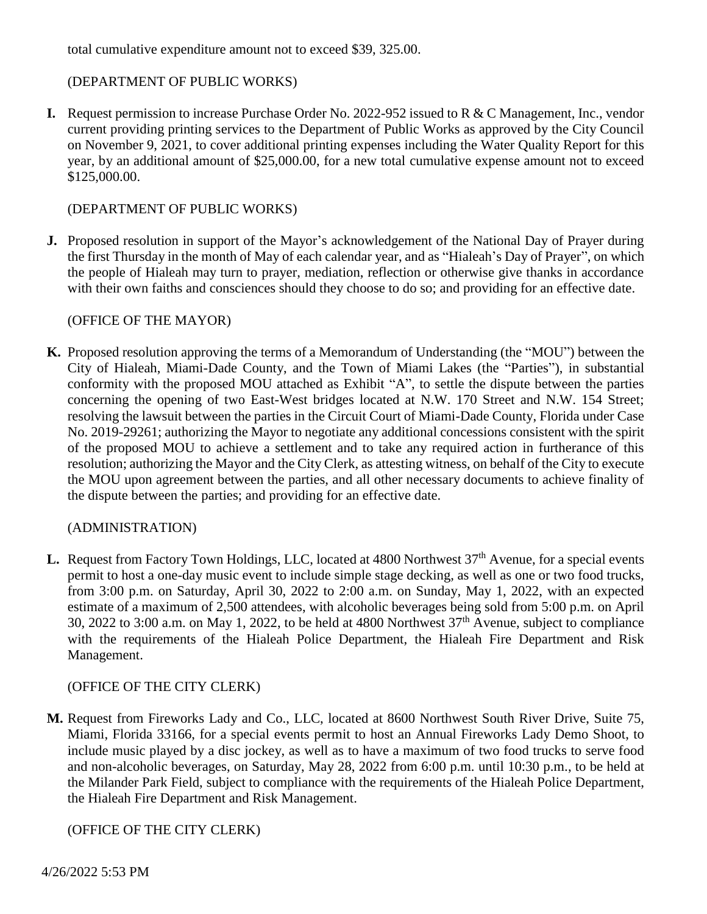total cumulative expenditure amount not to exceed $39, 325.00.

(DEPARTMENT OF PUBLIC WORKS)

**I.** Request permission to increase Purchase Order No. 2022-952 issued to R & C Management, Inc., vendor current providing printing services to the Department of Public Works as approved by the City Council on November 9, 2021, to cover additional printing expenses including the Water Quality Report for this year, by an additional amount of $25,000.00, for a new total cumulative expense amount not to exceed $125,000.00.

(DEPARTMENT OF PUBLIC WORKS)

**J.** Proposed resolution in support of the Mayor's acknowledgement of the National Day of Prayer during the first Thursday in the month of May of each calendar year, and as "Hialeah's Day of Prayer", on which the people of Hialeah may turn to prayer, mediation, reflection or otherwise give thanks in accordance with their own faiths and consciences should they choose to do so; and providing for an effective date.

(OFFICE OF THE MAYOR)

**K.** Proposed resolution approving the terms of a Memorandum of Understanding (the "MOU") between the City of Hialeah, Miami-Dade County, and the Town of Miami Lakes (the "Parties"), in substantial conformity with the proposed MOU attached as Exhibit "A", to settle the dispute between the parties concerning the opening of two East-West bridges located at N.W. 170 Street and N.W. 154 Street; resolving the lawsuit between the parties in the Circuit Court of Miami-Dade County, Florida under Case No. 2019-29261; authorizing the Mayor to negotiate any additional concessions consistent with the spirit of the proposed MOU to achieve a settlement and to take any required action in furtherance of this resolution; authorizing the Mayor and the City Clerk, as attesting witness, on behalf of the City to execute the MOU upon agreement between the parties, and all other necessary documents to achieve finality of the dispute between the parties; and providing for an effective date.

(ADMINISTRATION)

**L.** Request from Factory Town Holdings, LLC, located at 4800 Northwest 37th Avenue, for a special events permit to host a one-day music event to include simple stage decking, as well as one or two food trucks, from 3:00 p.m. on Saturday, April 30, 2022 to 2:00 a.m. on Sunday, May 1, 2022, with an expected estimate of a maximum of 2,500 attendees, with alcoholic beverages being sold from 5:00 p.m. on April 30, 2022 to 3:00 a.m. on May 1, 2022, to be held at 4800 Northwest 37th Avenue, subject to compliance with the requirements of the Hialeah Police Department, the Hialeah Fire Department and Risk Management.

(OFFICE OF THE CITY CLERK)

**M.** Request from Fireworks Lady and Co., LLC, located at 8600 Northwest South River Drive, Suite 75, Miami, Florida 33166, for a special events permit to host an Annual Fireworks Lady Demo Shoot, to include music played by a disc jockey, as well as to have a maximum of two food trucks to serve food and non-alcoholic beverages, on Saturday, May 28, 2022 from 6:00 p.m. until 10:30 p.m., to be held at the Milander Park Field, subject to compliance with the requirements of the Hialeah Police Department, the Hialeah Fire Department and Risk Management.

(OFFICE OF THE CITY CLERK)

4/26/2022 5:53 PM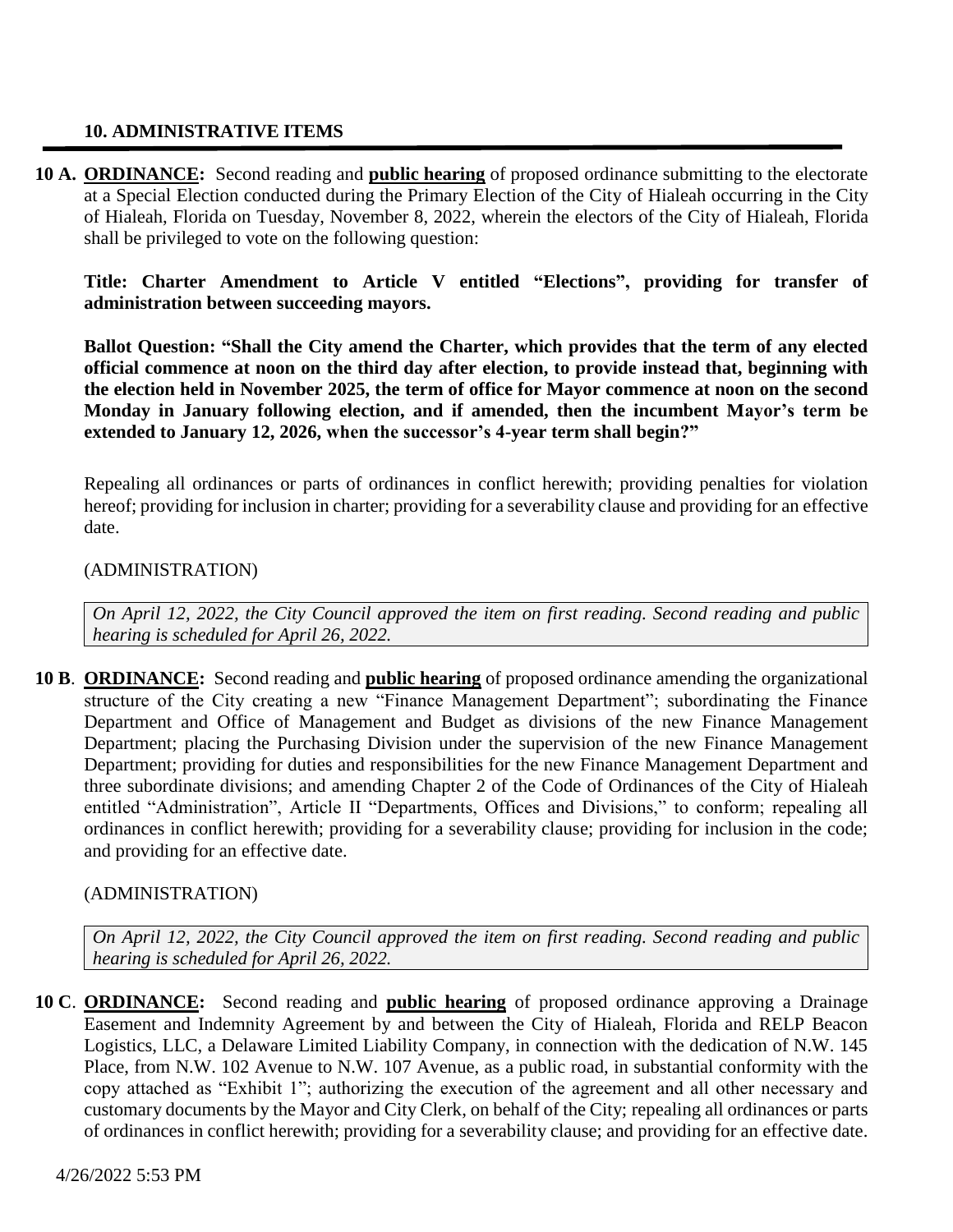### 10. ADMINISTRATIVE ITEMS

---

**10 A. ORDINANCE:** Second reading and **public hearing** of proposed ordinance submitting to the electorate at a Special Election conducted during the Primary Election of the City of Hialeah occurring in the City of Hialeah, Florida on Tuesday, November 8, 2022, wherein the electors of the City of Hialeah, Florida shall be privileged to vote on the following question:

**Title: Charter Amendment to Article V entitled "Elections", providing for transfer of administration between succeeding mayors.**

**Ballot Question: "Shall the City amend the Charter, which provides that the term of any elected official commence at noon on the third day after election, to provide instead that, beginning with the election held in November 2025, the term of office for Mayor commence at noon on the second Monday in January following election, and if amended, then the incumbent Mayor's term be extended to January 12, 2026, when the successor's 4-year term shall begin?"**

Repealing all ordinances or parts of ordinances in conflict herewith; providing penalties for violation hereof; providing for inclusion in charter; providing for a severability clause and providing for an effective date.

(ADMINISTRATION)

*On April 12, 2022, the City Council approved the item on first reading. Second reading and public hearing is scheduled for April 26, 2022.*

**10 B. ORDINANCE:** Second reading and **public hearing** of proposed ordinance amending the organizational structure of the City creating a new "Finance Management Department"; subordinating the Finance Department and Office of Management and Budget as divisions of the new Finance Management Department; placing the Purchasing Division under the supervision of the new Finance Management Department; providing for duties and responsibilities for the new Finance Management Department and three subordinate divisions; and amending Chapter 2 of the Code of Ordinances of the City of Hialeah entitled "Administration", Article II "Departments, Offices and Divisions," to conform; repealing all ordinances in conflict herewith; providing for a severability clause; providing for inclusion in the code; and providing for an effective date.

(ADMINISTRATION)

*On April 12, 2022, the City Council approved the item on first reading. Second reading and public hearing is scheduled for April 26, 2022.*

**10 C. ORDINANCE:** Second reading and **public hearing** of proposed ordinance approving a Drainage Easement and Indemnity Agreement by and between the City of Hialeah, Florida and RELP Beacon Logistics, LLC, a Delaware Limited Liability Company, in connection with the dedication of N.W. 145 Place, from N.W. 102 Avenue to N.W. 107 Avenue, as a public road, in substantial conformity with the copy attached as "Exhibit 1"; authorizing the execution of the agreement and all other necessary and customary documents by the Mayor and City Clerk, on behalf of the City; repealing all ordinances or parts of ordinances in conflict herewith; providing for a severability clause; and providing for an effective date.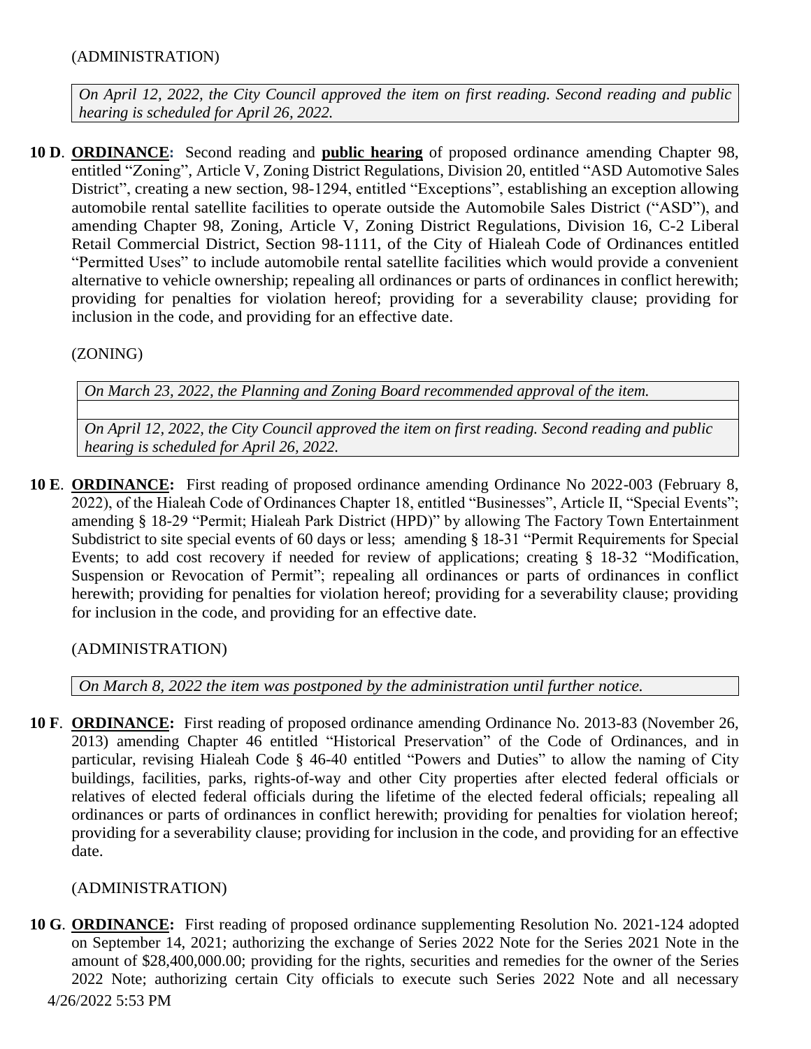(ADMINISTRATION)

*On April 12, 2022, the City Council approved the item on first reading. Second reading and public hearing is scheduled for April 26, 2022.*

**10 D**. **ORDINANCE:** Second reading and **public hearing** of proposed ordinance amending Chapter 98, entitled "Zoning", Article V, Zoning District Regulations, Division 20, entitled "ASD Automotive Sales District", creating a new section, 98-1294, entitled "Exceptions", establishing an exception allowing automobile rental satellite facilities to operate outside the Automobile Sales District ("ASD"), and amending Chapter 98, Zoning, Article V, Zoning District Regulations, Division 16, C-2 Liberal Retail Commercial District, Section 98-1111, of the City of Hialeah Code of Ordinances entitled "Permitted Uses" to include automobile rental satellite facilities which would provide a convenient alternative to vehicle ownership; repealing all ordinances or parts of ordinances in conflict herewith; providing for penalties for violation hereof; providing for a severability clause; providing for inclusion in the code, and providing for an effective date.

(ZONING)

*On March 23, 2022, the Planning and Zoning Board recommended approval of the item.*

*On April 12, 2022, the City Council approved the item on first reading. Second reading and public hearing is scheduled for April 26, 2022.*

**10 E**. **ORDINANCE:** First reading of proposed ordinance amending Ordinance No 2022-003 (February 8, 2022), of the Hialeah Code of Ordinances Chapter 18, entitled "Businesses", Article II, "Special Events"; amending § 18-29 "Permit; Hialeah Park District (HPD)" by allowing The Factory Town Entertainment Subdistrict to site special events of 60 days or less; amending § 18-31 "Permit Requirements for Special Events; to add cost recovery if needed for review of applications; creating § 18-32 "Modification, Suspension or Revocation of Permit"; repealing all ordinances or parts of ordinances in conflict herewith; providing for penalties for violation hereof; providing for a severability clause; providing for inclusion in the code, and providing for an effective date.

(ADMINISTRATION)

*On March 8, 2022 the item was postponed by the administration until further notice.*

**10 F**. **ORDINANCE:** First reading of proposed ordinance amending Ordinance No. 2013-83 (November 26, 2013) amending Chapter 46 entitled "Historical Preservation" of the Code of Ordinances, and in particular, revising Hialeah Code § 46-40 entitled "Powers and Duties" to allow the naming of City buildings, facilities, parks, rights-of-way and other City properties after elected federal officials or relatives of elected federal officials during the lifetime of the elected federal officials; repealing all ordinances or parts of ordinances in conflict herewith; providing for penalties for violation hereof; providing for a severability clause; providing for inclusion in the code, and providing for an effective date.

(ADMINISTRATION)

**10 G**. **ORDINANCE:** First reading of proposed ordinance supplementing Resolution No. 2021-124 adopted on September 14, 2021; authorizing the exchange of Series 2022 Note for the Series 2021 Note in the amount of $28,400,000.00; providing for the rights, securities and remedies for the owner of the Series 2022 Note; authorizing certain City officials to execute such Series 2022 Note and all necessary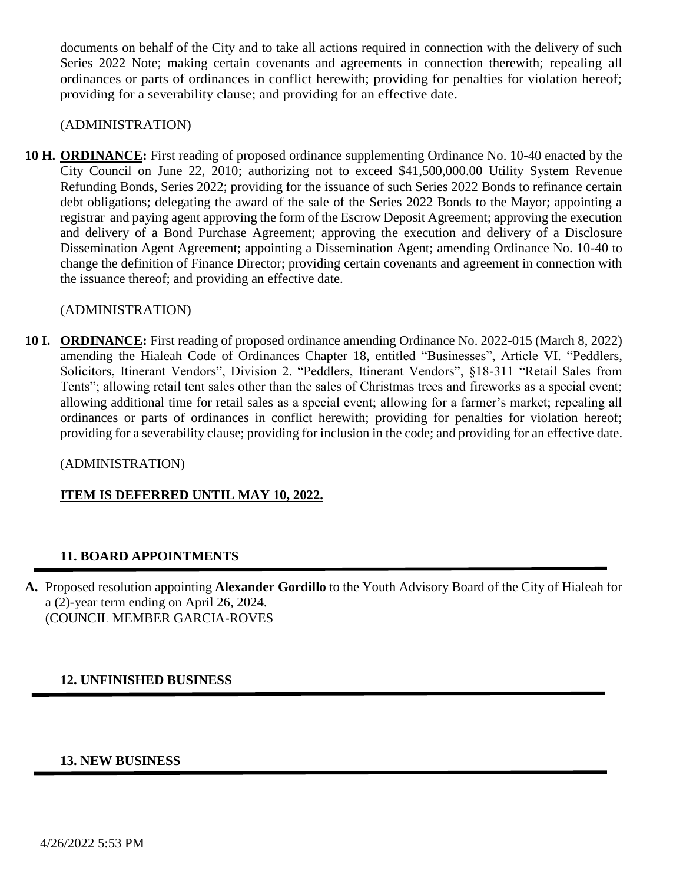documents on behalf of the City and to take all actions required in connection with the delivery of such Series 2022 Note; making certain covenants and agreements in connection therewith; repealing all ordinances or parts of ordinances in conflict herewith; providing for penalties for violation hereof; providing for a severability clause; and providing for an effective date.

(ADMINISTRATION)

**10 H.** **ORDINANCE:** First reading of proposed ordinance supplementing Ordinance No. 10-40 enacted by the City Council on June 22, 2010; authorizing not to exceed $41,500,000.00 Utility System Revenue Refunding Bonds, Series 2022; providing for the issuance of such Series 2022 Bonds to refinance certain debt obligations; delegating the award of the sale of the Series 2022 Bonds to the Mayor; appointing a registrar and paying agent approving the form of the Escrow Deposit Agreement; approving the execution and delivery of a Bond Purchase Agreement; approving the execution and delivery of a Disclosure Dissemination Agent Agreement; appointing a Dissemination Agent; amending Ordinance No. 10-40 to change the definition of Finance Director; providing certain covenants and agreement in connection with the issuance thereof; and providing an effective date.

(ADMINISTRATION)

**10 I.** **ORDINANCE:** First reading of proposed ordinance amending Ordinance No. 2022-015 (March 8, 2022) amending the Hialeah Code of Ordinances Chapter 18, entitled "Businesses", Article VI. "Peddlers, Solicitors, Itinerant Vendors", Division 2. "Peddlers, Itinerant Vendors", §18-311 "Retail Sales from Tents"; allowing retail tent sales other than the sales of Christmas trees and fireworks as a special event; allowing additional time for retail sales as a special event; allowing for a farmer's market; repealing all ordinances or parts of ordinances in conflict herewith; providing for penalties for violation hereof; providing for a severability clause; providing for inclusion in the code; and providing for an effective date.

(ADMINISTRATION)

**ITEM IS DEFERRED UNTIL MAY 10, 2022.**

## 11. BOARD APPOINTMENTS

**A.** Proposed resolution appointing **Alexander Gordillo** to the Youth Advisory Board of the City of Hialeah for a (2)-year term ending on April 26, 2024.
(COUNCIL MEMBER GARCIA-ROVES

## 12. UNFINISHED BUSINESS

## 13. NEW BUSINESS

4/26/2022 5:53 PM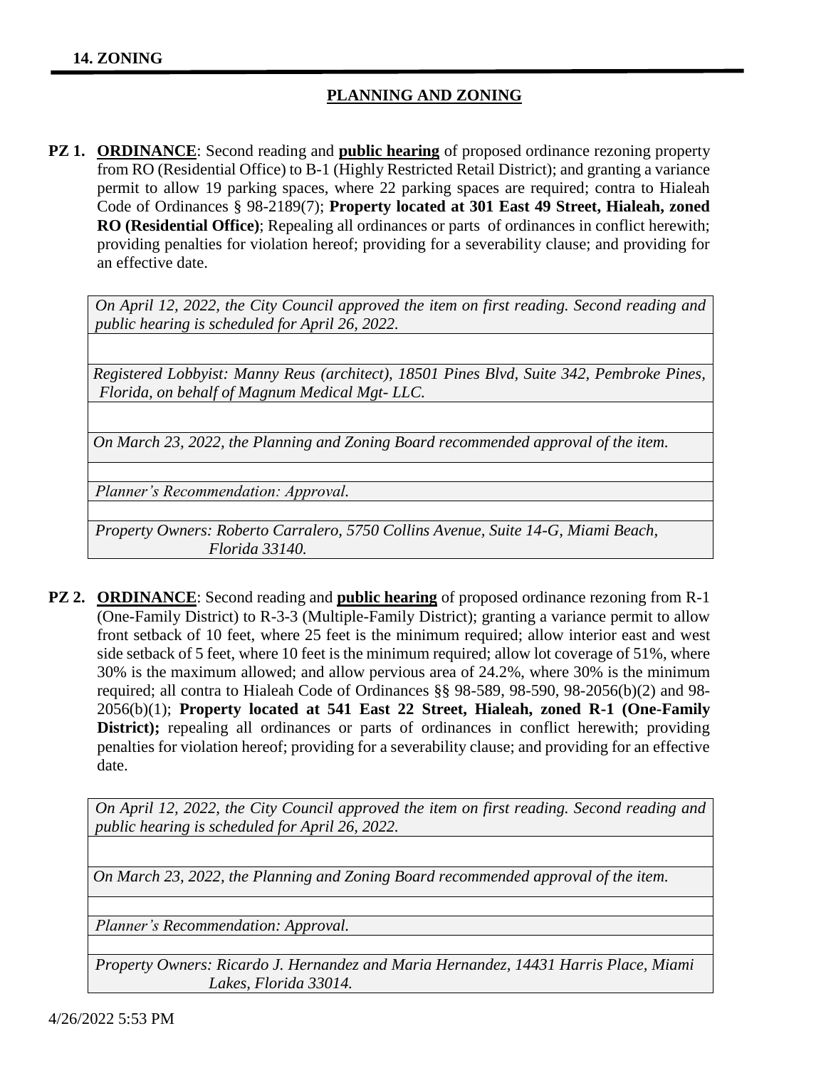## 14. ZONING

### PLANNING AND ZONING

**PZ 1.** **ORDINANCE**: Second reading and **public hearing** of proposed ordinance rezoning property from RO (Residential Office) to B-1 (Highly Restricted Retail District); and granting a variance permit to allow 19 parking spaces, where 22 parking spaces are required; contra to Hialeah Code of Ordinances § 98-2189(7); **Property located at 301 East 49 Street, Hialeah, zoned RO (Residential Office)**; Repealing all ordinances or parts of ordinances in conflict herewith; providing penalties for violation hereof; providing for a severability clause; and providing for an effective date.

*On April 12, 2022, the City Council approved the item on first reading. Second reading and public hearing is scheduled for April 26, 2022.*

*Registered Lobbyist: Manny Reus (architect), 18501 Pines Blvd, Suite 342, Pembroke Pines, Florida, on behalf of Magnum Medical Mgt- LLC.*

*On March 23, 2022, the Planning and Zoning Board recommended approval of the item.*

*Planner's Recommendation: Approval.*

*Property Owners: Roberto Carralero, 5750 Collins Avenue, Suite 14-G, Miami Beach, Florida 33140.*

**PZ 2.** **ORDINANCE**: Second reading and **public hearing** of proposed ordinance rezoning from R-1 (One-Family District) to R-3-3 (Multiple-Family District); granting a variance permit to allow front setback of 10 feet, where 25 feet is the minimum required; allow interior east and west side setback of 5 feet, where 10 feet is the minimum required; allow lot coverage of 51%, where 30% is the maximum allowed; and allow pervious area of 24.2%, where 30% is the minimum required; all contra to Hialeah Code of Ordinances §§ 98-589, 98-590, 98-2056(b)(2) and 98-2056(b)(1); **Property located at 541 East 22 Street, Hialeah, zoned R-1 (One-Family District);** repealing all ordinances or parts of ordinances in conflict herewith; providing penalties for violation hereof; providing for a severability clause; and providing for an effective date.

*On April 12, 2022, the City Council approved the item on first reading. Second reading and public hearing is scheduled for April 26, 2022.*

*On March 23, 2022, the Planning and Zoning Board recommended approval of the item.*

*Planner's Recommendation: Approval.*

*Property Owners: Ricardo J. Hernandez and Maria Hernandez, 14431 Harris Place, Miami Lakes, Florida 33014.*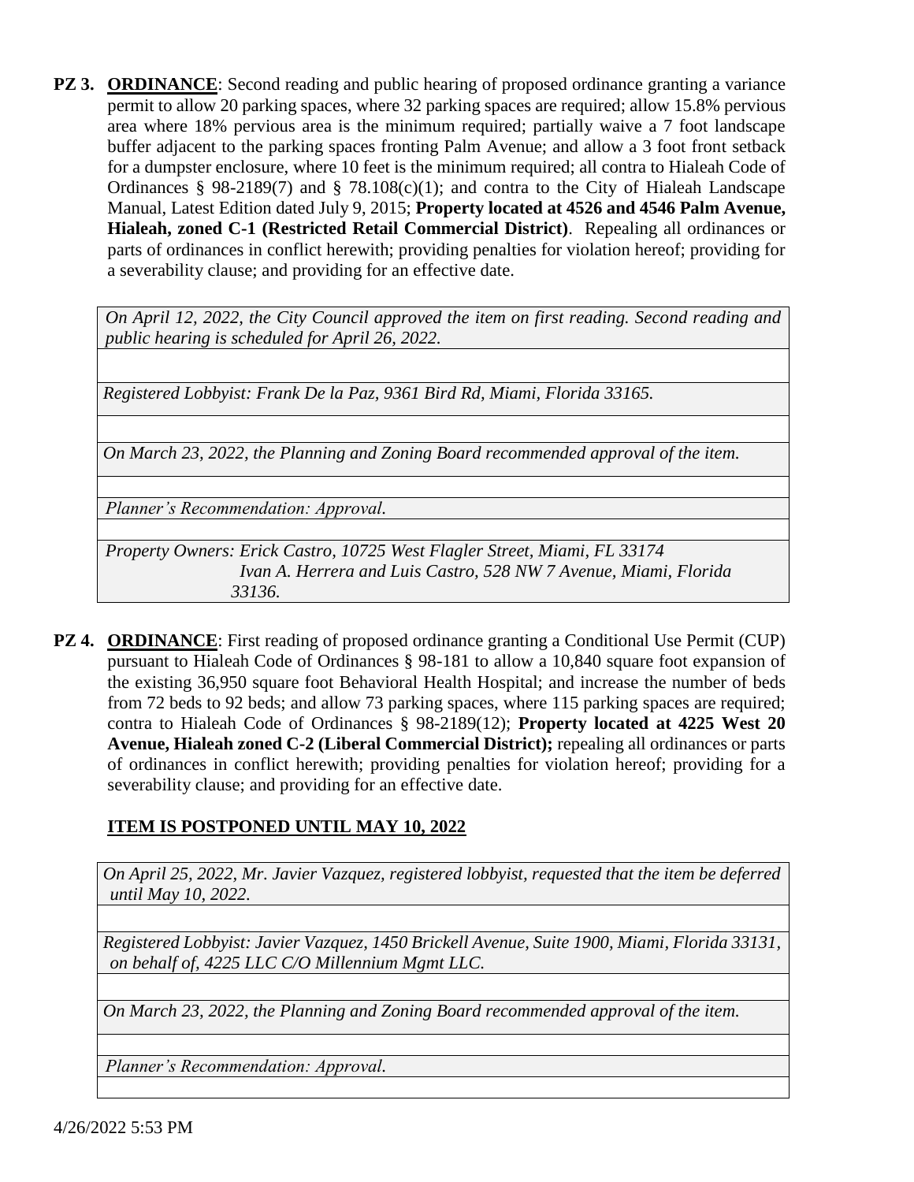**PZ 3.** **<u>ORDINANCE</u>**: Second reading and public hearing of proposed ordinance granting a variance permit to allow 20 parking spaces, where 32 parking spaces are required; allow 15.8% pervious area where 18% pervious area is the minimum required; partially waive a 7 foot landscape buffer adjacent to the parking spaces fronting Palm Avenue; and allow a 3 foot front setback for a dumpster enclosure, where 10 feet is the minimum required; all contra to Hialeah Code of Ordinances § 98-2189(7) and § 78.108(c)(1); and contra to the City of Hialeah Landscape Manual, Latest Edition dated July 9, 2015; **Property located at 4526 and 4546 Palm Avenue, Hialeah, zoned C-1 (Restricted Retail Commercial District)**. Repealing all ordinances or parts of ordinances in conflict herewith; providing penalties for violation hereof; providing for a severability clause; and providing for an effective date.

*On April 12, 2022, the City Council approved the item on first reading. Second reading and public hearing is scheduled for April 26, 2022.*

*Registered Lobbyist: Frank De la Paz, 9361 Bird Rd, Miami, Florida 33165.*

*On March 23, 2022, the Planning and Zoning Board recommended approval of the item.*

*Planner's Recommendation: Approval.*

*Property Owners: Erick Castro, 10725 West Flagler Street, Miami, FL 33174*
*Ivan A. Herrera and Luis Castro, 528 NW 7 Avenue, Miami, Florida 33136.*

**PZ 4.** **<u>ORDINANCE</u>**: First reading of proposed ordinance granting a Conditional Use Permit (CUP) pursuant to Hialeah Code of Ordinances § 98-181 to allow a 10,840 square foot expansion of the existing 36,950 square foot Behavioral Health Hospital; and increase the number of beds from 72 beds to 92 beds; and allow 73 parking spaces, where 115 parking spaces are required; contra to Hialeah Code of Ordinances § 98-2189(12); **Property located at 4225 West 20 Avenue, Hialeah zoned C-2 (Liberal Commercial District);** repealing all ordinances or parts of ordinances in conflict herewith; providing penalties for violation hereof; providing for a severability clause; and providing for an effective date.

**<u>ITEM IS POSTPONED UNTIL MAY 10, 2022</u>**

*On April 25, 2022, Mr. Javier Vazquez, registered lobbyist, requested that the item be deferred until May 10, 2022.*

*Registered Lobbyist: Javier Vazquez, 1450 Brickell Avenue, Suite 1900, Miami, Florida 33131, on behalf of, 4225 LLC C/O Millennium Mgmt LLC.*

*On March 23, 2022, the Planning and Zoning Board recommended approval of the item.*

*Planner's Recommendation: Approval.*

4/26/2022 5:53 PM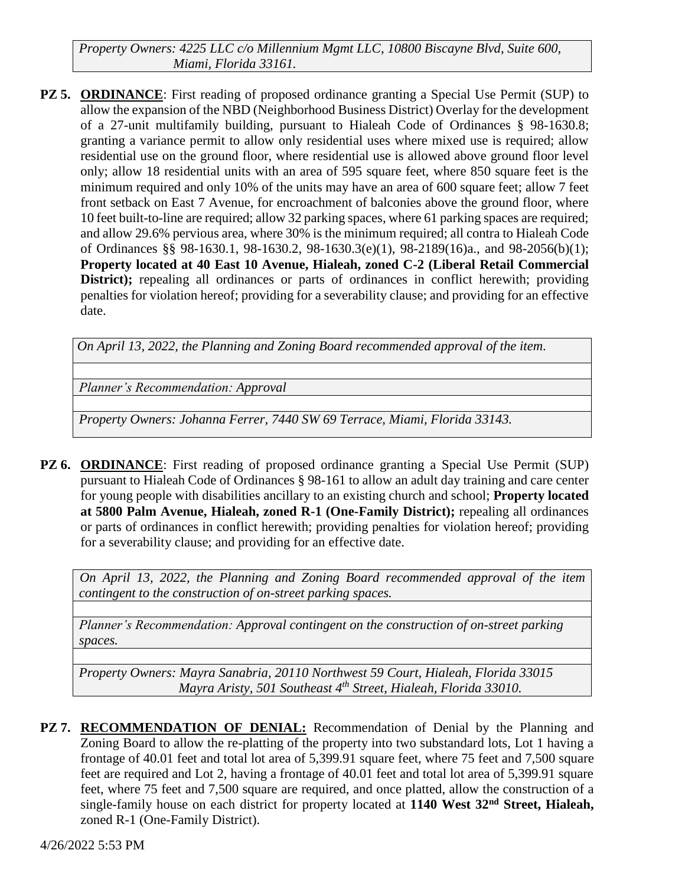*Property Owners: 4225 LLC c/o Millennium Mgmt LLC, 10800 Biscayne Blvd, Suite 600, Miami, Florida 33161.*

**PZ 5.** **ORDINANCE**: First reading of proposed ordinance granting a Special Use Permit (SUP) to allow the expansion of the NBD (Neighborhood Business District) Overlay for the development of a 27-unit multifamily building, pursuant to Hialeah Code of Ordinances § 98-1630.8; granting a variance permit to allow only residential uses where mixed use is required; allow residential use on the ground floor, where residential use is allowed above ground floor level only; allow 18 residential units with an area of 595 square feet, where 850 square feet is the minimum required and only 10% of the units may have an area of 600 square feet; allow 7 feet front setback on East 7 Avenue, for encroachment of balconies above the ground floor, where 10 feet built-to-line are required; allow 32 parking spaces, where 61 parking spaces are required; and allow 29.6% pervious area, where 30% is the minimum required; all contra to Hialeah Code of Ordinances §§ 98-1630.1, 98-1630.2, 98-1630.3(e)(1), 98-2189(16)a., and 98-2056(b)(1); **Property located at 40 East 10 Avenue, Hialeah, zoned C-2 (Liberal Retail Commercial District);** repealing all ordinances or parts of ordinances in conflict herewith; providing penalties for violation hereof; providing for a severability clause; and providing for an effective date.

*On April 13, 2022, the Planning and Zoning Board recommended approval of the item.*

*Planner's Recommendation: Approval*

*Property Owners: Johanna Ferrer, 7440 SW 69 Terrace, Miami, Florida 33143.*

**PZ 6.** **ORDINANCE**: First reading of proposed ordinance granting a Special Use Permit (SUP) pursuant to Hialeah Code of Ordinances § 98-161 to allow an adult day training and care center for young people with disabilities ancillary to an existing church and school; **Property located at 5800 Palm Avenue, Hialeah, zoned R-1 (One-Family District);** repealing all ordinances or parts of ordinances in conflict herewith; providing penalties for violation hereof; providing for a severability clause; and providing for an effective date.

*On April 13, 2022, the Planning and Zoning Board recommended approval of the item contingent to the construction of on-street parking spaces.*

*Planner's Recommendation: Approval contingent on the construction of on-street parking spaces.*

*Property Owners: Mayra Sanabria, 20110 Northwest 59 Court, Hialeah, Florida 33015*
*Mayra Aristy, 501 Southeast 4th Street, Hialeah, Florida 33010.*

**PZ 7.** **RECOMMENDATION OF DENIAL:** Recommendation of Denial by the Planning and Zoning Board to allow the re-platting of the property into two substandard lots, Lot 1 having a frontage of 40.01 feet and total lot area of 5,399.91 square feet, where 75 feet and 7,500 square feet are required and Lot 2, having a frontage of 40.01 feet and total lot area of 5,399.91 square feet, where 75 feet and 7,500 square are required, and once platted, allow the construction of a single-family house on each district for property located at **1140 West 32nd Street, Hialeah,** zoned R-1 (One-Family District).

4/26/2022 5:53 PM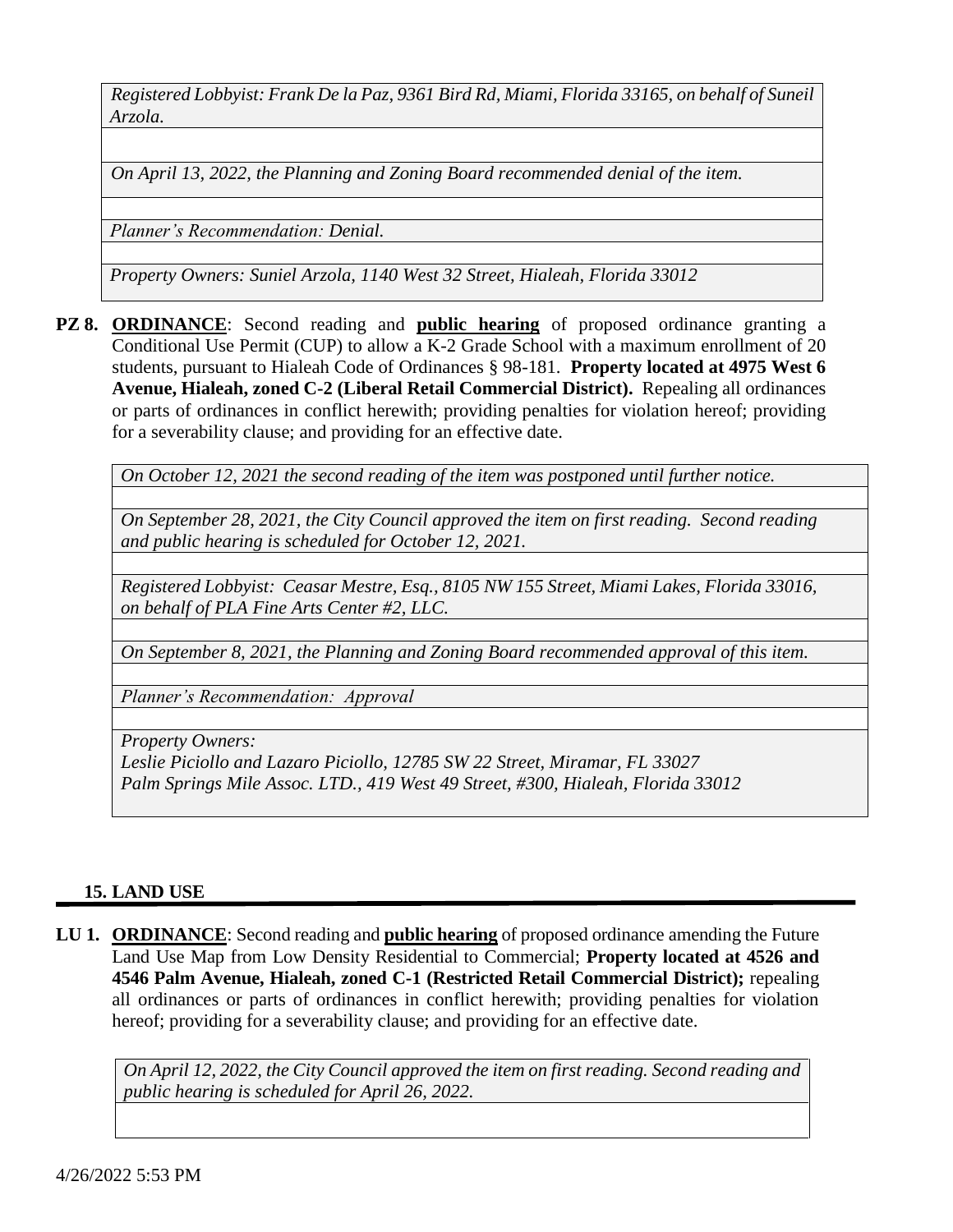*Registered Lobbyist: Frank De la Paz, 9361 Bird Rd, Miami, Florida 33165, on behalf of Suneil Arzola.*

*On April 13, 2022, the Planning and Zoning Board recommended denial of the item.*

*Planner's Recommendation: Denial.*

*Property Owners: Suniel Arzola, 1140 West 32 Street, Hialeah, Florida 33012*

**PZ 8.** **ORDINANCE**: Second reading and **public hearing** of proposed ordinance granting a Conditional Use Permit (CUP) to allow a K-2 Grade School with a maximum enrollment of 20 students, pursuant to Hialeah Code of Ordinances § 98-181. **Property located at 4975 West 6 Avenue, Hialeah, zoned C-2 (Liberal Retail Commercial District).** Repealing all ordinances or parts of ordinances in conflict herewith; providing penalties for violation hereof; providing for a severability clause; and providing for an effective date.

*On October 12, 2021 the second reading of the item was postponed until further notice.*

*On September 28, 2021, the City Council approved the item on first reading. Second reading and public hearing is scheduled for October 12, 2021.*

*Registered Lobbyist: Ceasar Mestre, Esq., 8105 NW 155 Street, Miami Lakes, Florida 33016, on behalf of PLA Fine Arts Center #2, LLC.*

*On September 8, 2021, the Planning and Zoning Board recommended approval of this item.*

*Planner's Recommendation: Approval*

*Property Owners:*
*Leslie Piciollo and Lazaro Piciollo, 12785 SW 22 Street, Miramar, FL 33027*
*Palm Springs Mile Assoc. LTD., 419 West 49 Street, #300, Hialeah, Florida 33012*

## 15. LAND USE

**LU 1.** **ORDINANCE**: Second reading and **public hearing** of proposed ordinance amending the Future Land Use Map from Low Density Residential to Commercial; **Property located at 4526 and 4546 Palm Avenue, Hialeah, zoned C-1 (Restricted Retail Commercial District);** repealing all ordinances or parts of ordinances in conflict herewith; providing penalties for violation hereof; providing for a severability clause; and providing for an effective date.

*On April 12, 2022, the City Council approved the item on first reading. Second reading and public hearing is scheduled for April 26, 2022.*

4/26/2022 5:53 PM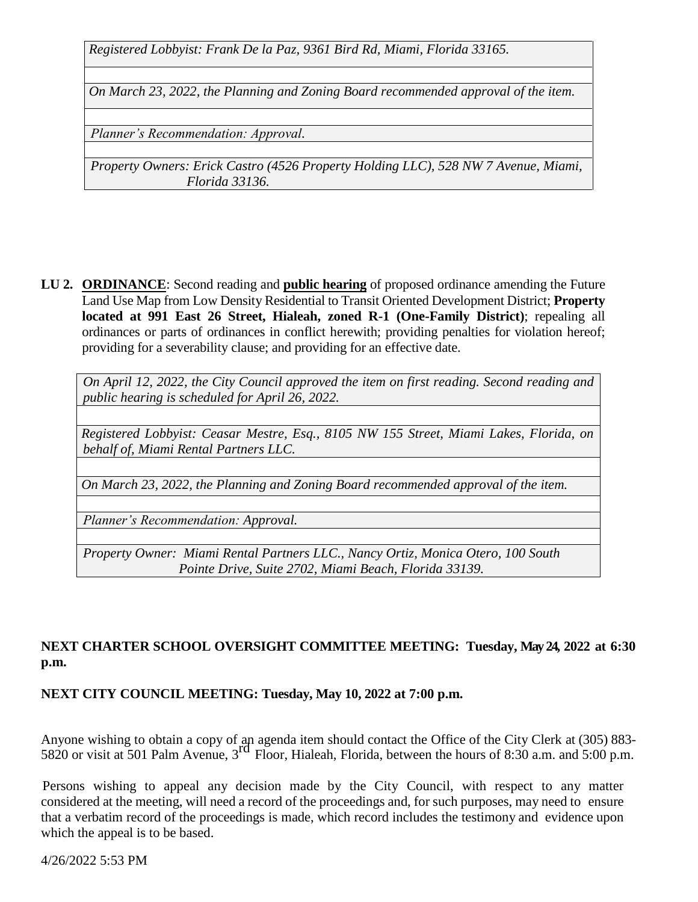*Registered Lobbyist: Frank De la Paz, 9361 Bird Rd, Miami, Florida 33165.*

*On March 23, 2022, the Planning and Zoning Board recommended approval of the item.*

*Planner's Recommendation: Approval.*

*Property Owners: Erick Castro (4526 Property Holding LLC), 528 NW 7 Avenue, Miami, Florida 33136.*

**LU 2.** **<u>ORDINANCE</u>**: Second reading and **<u>public hearing</u>** of proposed ordinance amending the Future Land Use Map from Low Density Residential to Transit Oriented Development District; **Property located at 991 East 26 Street, Hialeah, zoned R-1 (One-Family District)**; repealing all ordinances or parts of ordinances in conflict herewith; providing penalties for violation hereof; providing for a severability clause; and providing for an effective date.

*On April 12, 2022, the City Council approved the item on first reading. Second reading and public hearing is scheduled for April 26, 2022.*

*Registered Lobbyist: Ceasar Mestre, Esq., 8105 NW 155 Street, Miami Lakes, Florida, on behalf of, Miami Rental Partners LLC.*

*On March 23, 2022, the Planning and Zoning Board recommended approval of the item.*

*Planner's Recommendation: Approval.*

*Property Owner: Miami Rental Partners LLC., Nancy Ortiz, Monica Otero, 100 South Pointe Drive, Suite 2702, Miami Beach, Florida 33139.*

**NEXT CHARTER SCHOOL OVERSIGHT COMMITTEE MEETING: Tuesday, May 24, 2022 at 6:30 p.m.**

**NEXT CITY COUNCIL MEETING: Tuesday, May 10, 2022 at 7:00 p.m.**

Anyone wishing to obtain a copy of an agenda item should contact the Office of the City Clerk at (305) 883-5820 or visit at 501 Palm Avenue, 3rd Floor, Hialeah, Florida, between the hours of 8:30 a.m. and 5:00 p.m.

Persons wishing to appeal any decision made by the City Council, with respect to any matter considered at the meeting, will need a record of the proceedings and, for such purposes, may need to ensure that a verbatim record of the proceedings is made, which record includes the testimony and evidence upon which the appeal is to be based.

4/26/2022 5:53 PM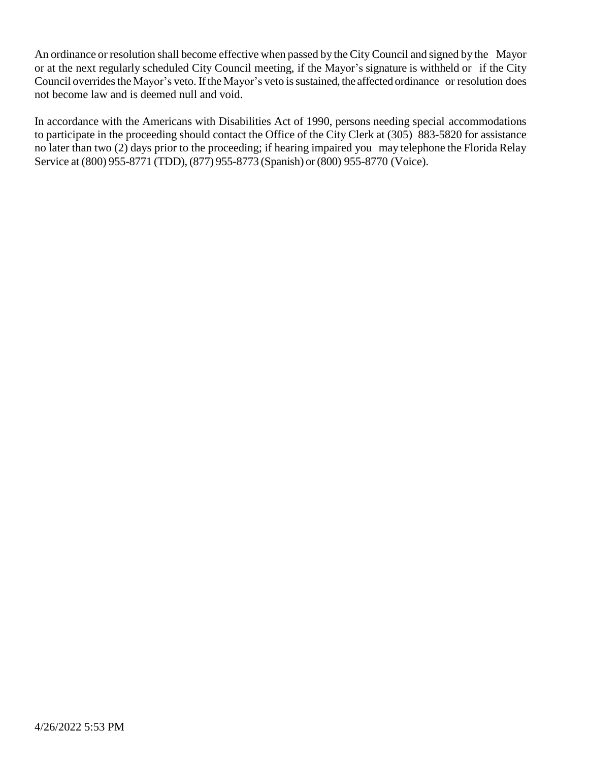An ordinance or resolution shall become effective when passed by the City Council and signed by the Mayor or at the next regularly scheduled City Council meeting, if the Mayor's signature is withheld or if the City Council overrides the Mayor's veto. If the Mayor's veto is sustained, the affected ordinance or resolution does not become law and is deemed null and void.

In accordance with the Americans with Disabilities Act of 1990, persons needing special accommodations to participate in the proceeding should contact the Office of the City Clerk at (305) 883-5820 for assistance no later than two (2) days prior to the proceeding; if hearing impaired you may telephone the Florida Relay Service at (800) 955-8771 (TDD), (877) 955-8773 (Spanish) or (800) 955-8770 (Voice).

4/26/2022 5:53 PM